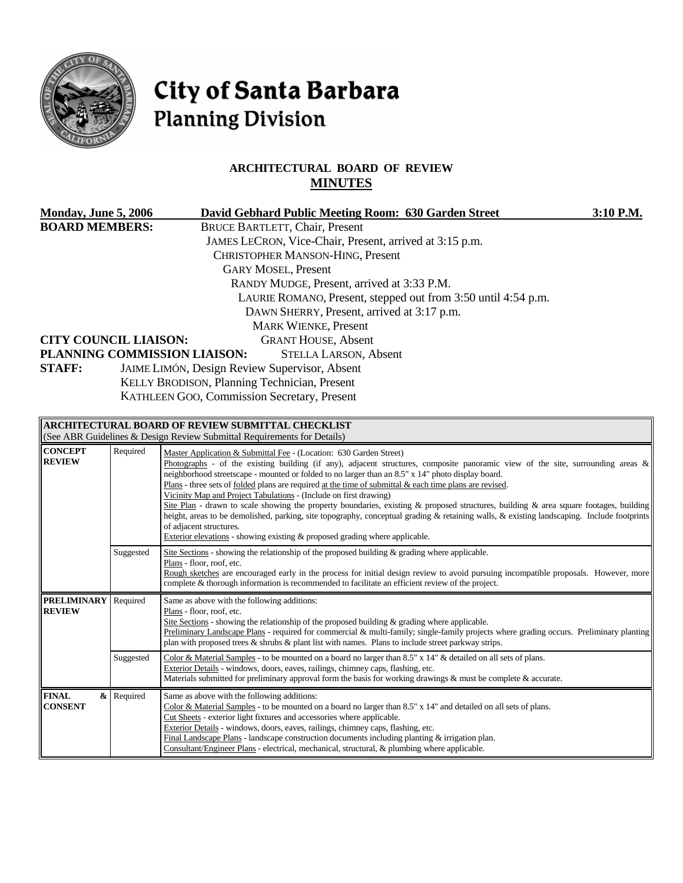# City of Santa Barbara
## Planning Division

### ARCHITECTURAL BOARD OF REVIEW
### MINUTES

**Monday, June 5, 2006** **David Gebhard Public Meeting Room: 630 Garden Street** **3:10 P.M.**

**BOARD MEMBERS:**
BRUCE BARTLETT, Chair, Present
JAMES LECRON, Vice-Chair, Present, arrived at 3:15 p.m.
CHRISTOPHER MANSON-HING, Present
GARY MOSEL, Present
RANDY MUDGE, Present, arrived at 3:33 P.M.
LAURIE ROMANO, Present, stepped out from 3:50 until 4:54 p.m.
DAWN SHERRY, Present, arrived at 3:17 p.m.
MARK WIENKE, Present

**CITY COUNCIL LIAISON:** GRANT HOUSE, Absent

**PLANNING COMMISSION LIAISON:** STELLA LARSON, Absent

**STAFF:**
JAIME LIMÓN, Design Review Supervisor, Absent
KELLY BRODISON, Planning Technician, Present
KATHLEEN GOO, Commission Secretary, Present

| **ARCHITECTURAL BOARD OF REVIEW SUBMITTAL CHECKLIST** (See ABR Guidelines & Design Review Submittal Requirements for Details) | | |
|---|---|---|
| **CONCEPT REVIEW** | Required | Master Application & Submittal Fee - (Location: 630 Garden Street)<br>Photographs - of the existing building (if any), adjacent structures, composite panoramic view of the site, surrounding areas & neighborhood streetscape - mounted or folded to no larger than an 8.5" x 14" photo display board.<br>Plans - three sets of folded plans are required at the time of submittal & each time plans are revised.<br>Vicinity Map and Project Tabulations - (Include on first drawing)<br>Site Plan - drawn to scale showing the property boundaries, existing & proposed structures, building & area square footages, building height, areas to be demolished, parking, site topography, conceptual grading & retaining walls, & existing landscaping. Include footprints of adjacent structures.<br>Exterior elevations - showing existing & proposed grading where applicable. |
| | Suggested | Site Sections - showing the relationship of the proposed building & grading where applicable.<br>Plans - floor, roof, etc.<br>Rough sketches are encouraged early in the process for initial design review to avoid pursuing incompatible proposals. However, more complete & thorough information is recommended to facilitate an efficient review of the project. |
| **PRELIMINARY REVIEW** | Required | Same as above with the following additions:<br>Plans - floor, roof, etc.<br>Site Sections - showing the relationship of the proposed building & grading where applicable.<br>Preliminary Landscape Plans - required for commercial & multi-family; single-family projects where grading occurs. Preliminary planting plan with proposed trees & shrubs & plant list with names. Plans to include street parkway strips. |
| | Suggested | Color & Material Samples - to be mounted on a board no larger than 8.5" x 14" & detailed on all sets of plans.<br>Exterior Details - windows, doors, eaves, railings, chimney caps, flashing, etc.<br>Materials submitted for preliminary approval form the basis for working drawings & must be complete & accurate. |
| **FINAL & CONSENT** | Required | Same as above with the following additions:<br>Color & Material Samples - to be mounted on a board no larger than 8.5" x 14" and detailed on all sets of plans.<br>Cut Sheets - exterior light fixtures and accessories where applicable.<br>Exterior Details - windows, doors, eaves, railings, chimney caps, flashing, etc.<br>Final Landscape Plans - landscape construction documents including planting & irrigation plan.<br>Consultant/Engineer Plans - electrical, mechanical, structural, & plumbing where applicable. |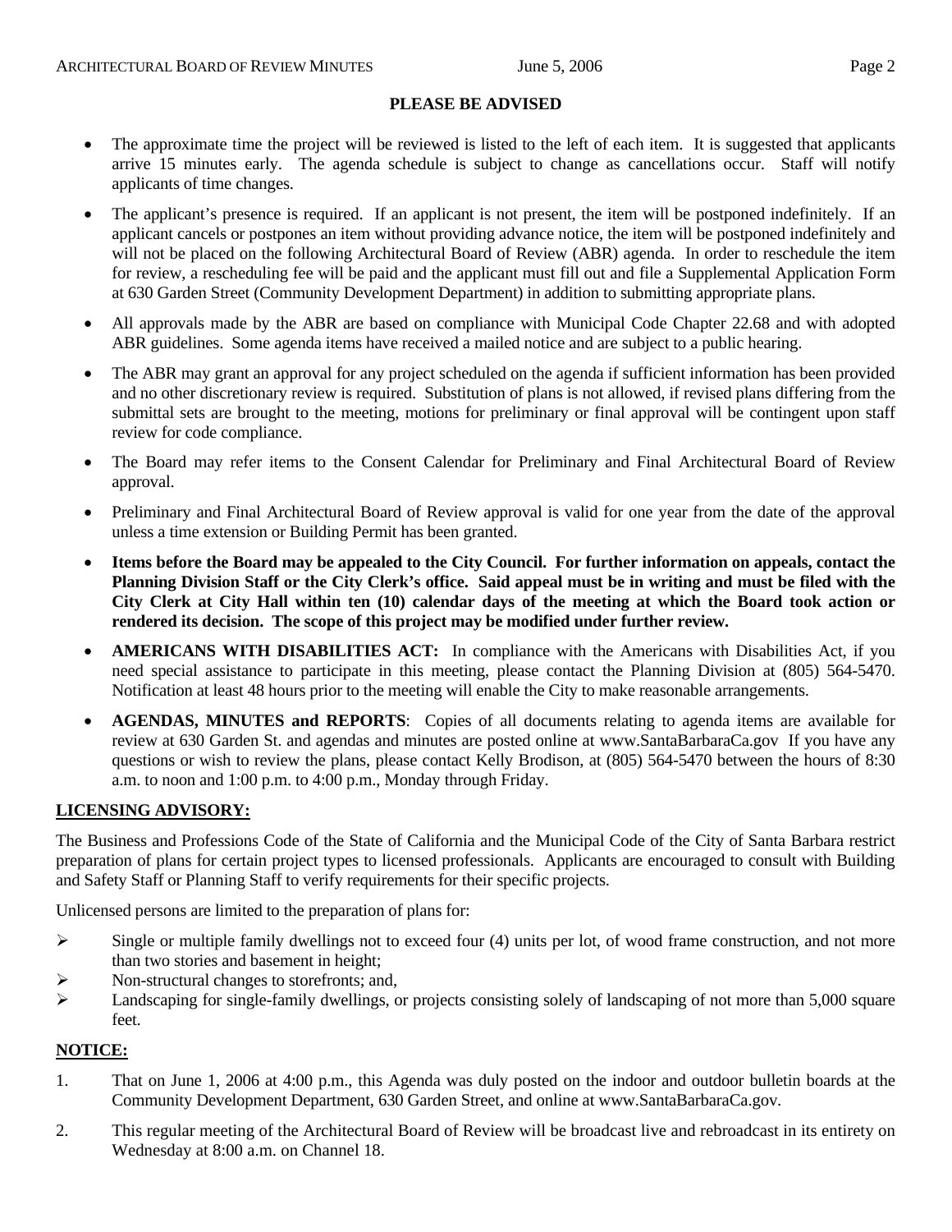## PLEASE BE ADVISED

- The approximate time the project will be reviewed is listed to the left of each item. It is suggested that applicants arrive 15 minutes early. The agenda schedule is subject to change as cancellations occur. Staff will notify applicants of time changes.
- The applicant's presence is required. If an applicant is not present, the item will be postponed indefinitely. If an applicant cancels or postpones an item without providing advance notice, the item will be postponed indefinitely and will not be placed on the following Architectural Board of Review (ABR) agenda. In order to reschedule the item for review, a rescheduling fee will be paid and the applicant must fill out and file a Supplemental Application Form at 630 Garden Street (Community Development Department) in addition to submitting appropriate plans.
- All approvals made by the ABR are based on compliance with Municipal Code Chapter 22.68 and with adopted ABR guidelines. Some agenda items have received a mailed notice and are subject to a public hearing.
- The ABR may grant an approval for any project scheduled on the agenda if sufficient information has been provided and no other discretionary review is required. Substitution of plans is not allowed, if revised plans differing from the submittal sets are brought to the meeting, motions for preliminary or final approval will be contingent upon staff review for code compliance.
- The Board may refer items to the Consent Calendar for Preliminary and Final Architectural Board of Review approval.
- Preliminary and Final Architectural Board of Review approval is valid for one year from the date of the approval unless a time extension or Building Permit has been granted.
- **Items before the Board may be appealed to the City Council. For further information on appeals, contact the Planning Division Staff or the City Clerk's office. Said appeal must be in writing and must be filed with the City Clerk at City Hall within ten (10) calendar days of the meeting at which the Board took action or rendered its decision. The scope of this project may be modified under further review.**
- **AMERICANS WITH DISABILITIES ACT:** In compliance with the Americans with Disabilities Act, if you need special assistance to participate in this meeting, please contact the Planning Division at (805) 564-5470. Notification at least 48 hours prior to the meeting will enable the City to make reasonable arrangements.
- **AGENDAS, MINUTES and REPORTS**: Copies of all documents relating to agenda items are available for review at 630 Garden St. and agendas and minutes are posted online at www.SantaBarbaraCa.gov If you have any questions or wish to review the plans, please contact Kelly Brodison, at (805) 564-5470 between the hours of 8:30 a.m. to noon and 1:00 p.m. to 4:00 p.m., Monday through Friday.

## LICENSING ADVISORY:

The Business and Professions Code of the State of California and the Municipal Code of the City of Santa Barbara restrict preparation of plans for certain project types to licensed professionals. Applicants are encouraged to consult with Building and Safety Staff or Planning Staff to verify requirements for their specific projects.

Unlicensed persons are limited to the preparation of plans for:

- Single or multiple family dwellings not to exceed four (4) units per lot, of wood frame construction, and not more than two stories and basement in height;
- Non-structural changes to storefronts; and,
- Landscaping for single-family dwellings, or projects consisting solely of landscaping of not more than 5,000 square feet.

## NOTICE:

1. That on June 1, 2006 at 4:00 p.m., this Agenda was duly posted on the indoor and outdoor bulletin boards at the Community Development Department, 630 Garden Street, and online at www.SantaBarbaraCa.gov.
2. This regular meeting of the Architectural Board of Review will be broadcast live and rebroadcast in its entirety on Wednesday at 8:00 a.m. on Channel 18.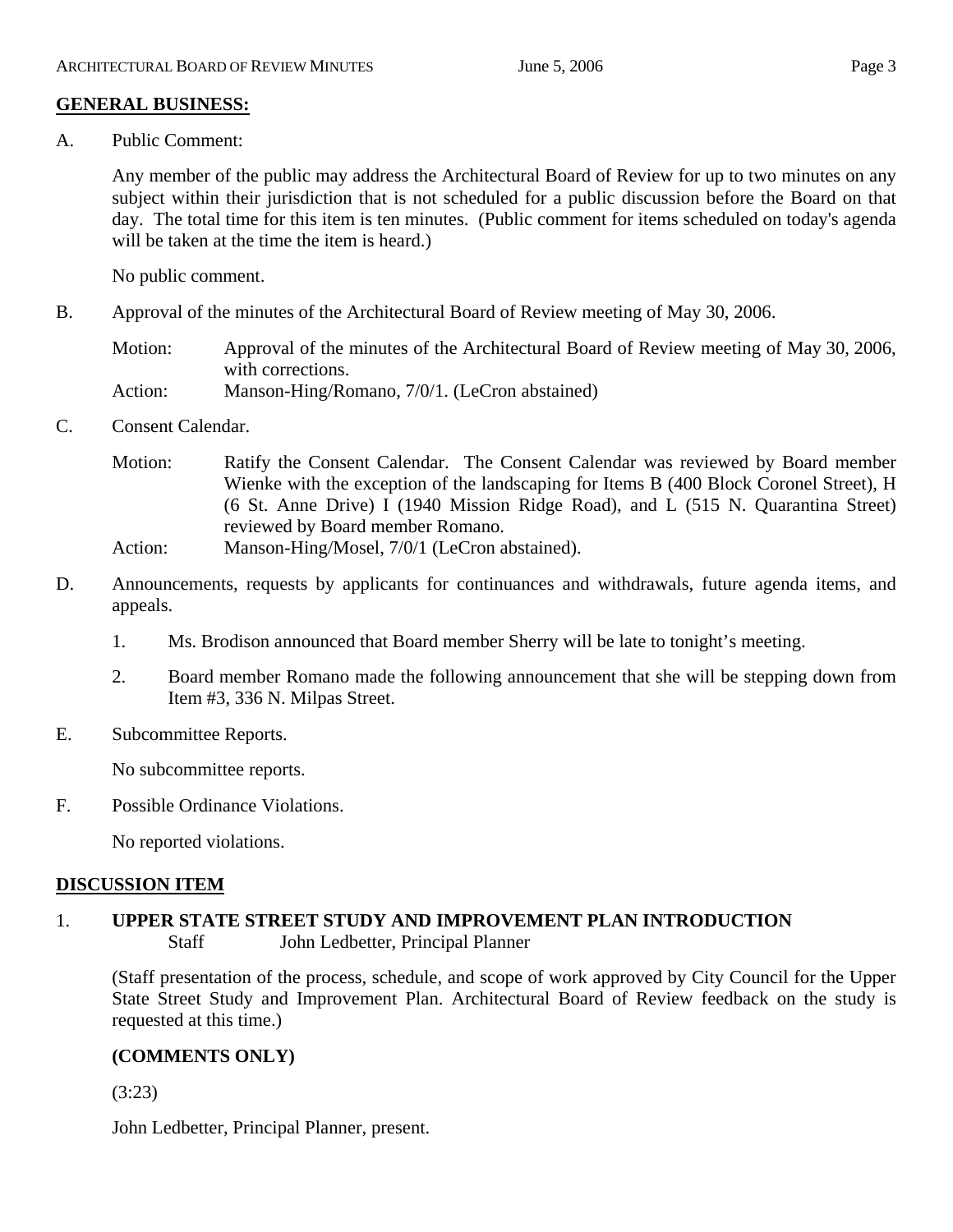## GENERAL BUSINESS:

A. Public Comment:

Any member of the public may address the Architectural Board of Review for up to two minutes on any subject within their jurisdiction that is not scheduled for a public discussion before the Board on that day. The total time for this item is ten minutes. (Public comment for items scheduled on today's agenda will be taken at the time the item is heard.)

No public comment.

B. Approval of the minutes of the Architectural Board of Review meeting of May 30, 2006.

Motion: Approval of the minutes of the Architectural Board of Review meeting of May 30, 2006, with corrections.
Action: Manson-Hing/Romano, 7/0/1. (LeCron abstained)

C. Consent Calendar.

Motion: Ratify the Consent Calendar. The Consent Calendar was reviewed by Board member Wienke with the exception of the landscaping for Items B (400 Block Coronel Street), H (6 St. Anne Drive) I (1940 Mission Ridge Road), and L (515 N. Quarantina Street) reviewed by Board member Romano.
Action: Manson-Hing/Mosel, 7/0/1 (LeCron abstained).

D. Announcements, requests by applicants for continuances and withdrawals, future agenda items, and appeals.

1. Ms. Brodison announced that Board member Sherry will be late to tonight's meeting.
2. Board member Romano made the following announcement that she will be stepping down from Item #3, 336 N. Milpas Street.

E. Subcommittee Reports.

No subcommittee reports.

F. Possible Ordinance Violations.

No reported violations.

## DISCUSSION ITEM

### 1. UPPER STATE STREET STUDY AND IMPROVEMENT PLAN INTRODUCTION

Staff John Ledbetter, Principal Planner

(Staff presentation of the process, schedule, and scope of work approved by City Council for the Upper State Street Study and Improvement Plan. Architectural Board of Review feedback on the study is requested at this time.)

**(COMMENTS ONLY)**

(3:23)

John Ledbetter, Principal Planner, present.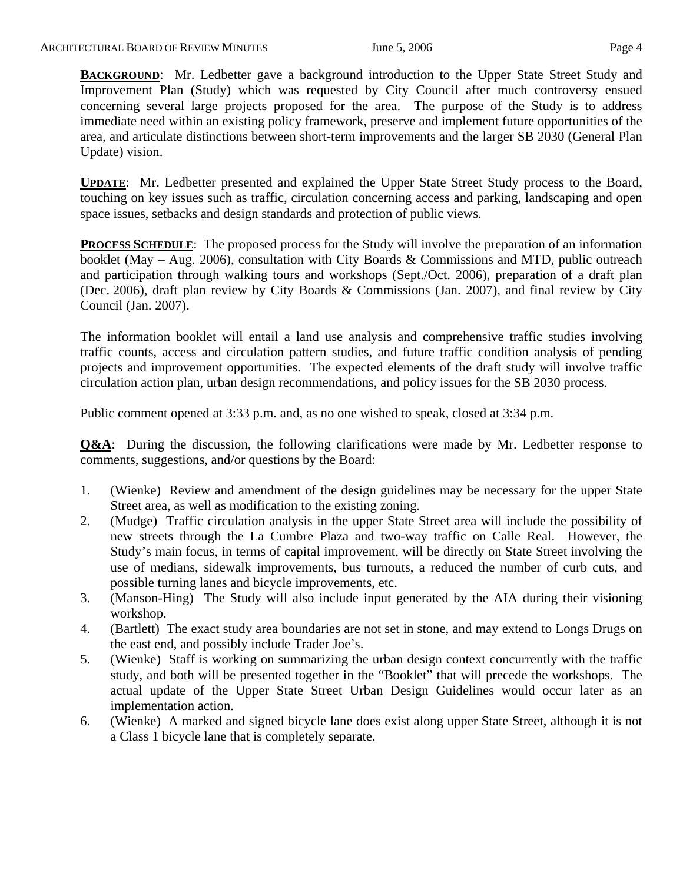**BACKGROUND**: Mr. Ledbetter gave a background introduction to the Upper State Street Study and Improvement Plan (Study) which was requested by City Council after much controversy ensued concerning several large projects proposed for the area. The purpose of the Study is to address immediate need within an existing policy framework, preserve and implement future opportunities of the area, and articulate distinctions between short-term improvements and the larger SB 2030 (General Plan Update) vision.

**UPDATE**: Mr. Ledbetter presented and explained the Upper State Street Study process to the Board, touching on key issues such as traffic, circulation concerning access and parking, landscaping and open space issues, setbacks and design standards and protection of public views.

**PROCESS SCHEDULE**: The proposed process for the Study will involve the preparation of an information booklet (May – Aug. 2006), consultation with City Boards & Commissions and MTD, public outreach and participation through walking tours and workshops (Sept./Oct. 2006), preparation of a draft plan (Dec. 2006), draft plan review by City Boards & Commissions (Jan. 2007), and final review by City Council (Jan. 2007).

The information booklet will entail a land use analysis and comprehensive traffic studies involving traffic counts, access and circulation pattern studies, and future traffic condition analysis of pending projects and improvement opportunities. The expected elements of the draft study will involve traffic circulation action plan, urban design recommendations, and policy issues for the SB 2030 process.

Public comment opened at 3:33 p.m. and, as no one wished to speak, closed at 3:34 p.m.

**Q&A**: During the discussion, the following clarifications were made by Mr. Ledbetter response to comments, suggestions, and/or questions by the Board:

1. (Wienke) Review and amendment of the design guidelines may be necessary for the upper State Street area, as well as modification to the existing zoning.
2. (Mudge) Traffic circulation analysis in the upper State Street area will include the possibility of new streets through the La Cumbre Plaza and two-way traffic on Calle Real. However, the Study's main focus, in terms of capital improvement, will be directly on State Street involving the use of medians, sidewalk improvements, bus turnouts, a reduced the number of curb cuts, and possible turning lanes and bicycle improvements, etc.
3. (Manson-Hing) The Study will also include input generated by the AIA during their visioning workshop.
4. (Bartlett) The exact study area boundaries are not set in stone, and may extend to Longs Drugs on the east end, and possibly include Trader Joe's.
5. (Wienke) Staff is working on summarizing the urban design context concurrently with the traffic study, and both will be presented together in the "Booklet" that will precede the workshops. The actual update of the Upper State Street Urban Design Guidelines would occur later as an implementation action.
6. (Wienke) A marked and signed bicycle lane does exist along upper State Street, although it is not a Class 1 bicycle lane that is completely separate.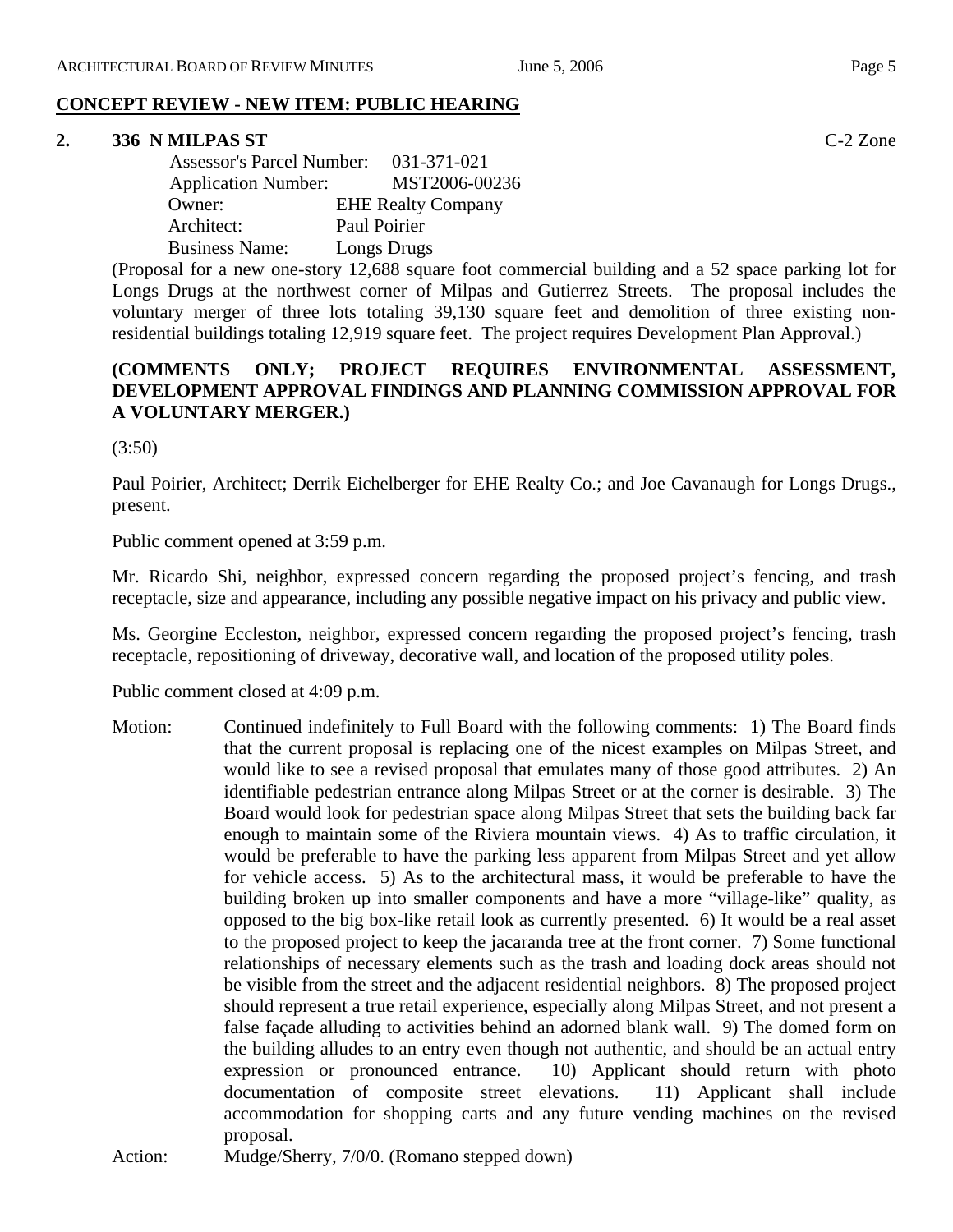## CONCEPT REVIEW - NEW ITEM: PUBLIC HEARING

**2. 336 N MILPAS ST** C-2 Zone

Assessor's Parcel Number: 031-371-021
Application Number: MST2006-00236
Owner: EHE Realty Company
Architect: Paul Poirier
Business Name: Longs Drugs

(Proposal for a new one-story 12,688 square foot commercial building and a 52 space parking lot for Longs Drugs at the northwest corner of Milpas and Gutierrez Streets. The proposal includes the voluntary merger of three lots totaling 39,130 square feet and demolition of three existing non-residential buildings totaling 12,919 square feet. The project requires Development Plan Approval.)

**(COMMENTS ONLY; PROJECT REQUIRES ENVIRONMENTAL ASSESSMENT, DEVELOPMENT APPROVAL FINDINGS AND PLANNING COMMISSION APPROVAL FOR A VOLUNTARY MERGER.)**

(3:50)

Paul Poirier, Architect; Derrik Eichelberger for EHE Realty Co.; and Joe Cavanaugh for Longs Drugs., present.

Public comment opened at 3:59 p.m.

Mr. Ricardo Shi, neighbor, expressed concern regarding the proposed project's fencing, and trash receptacle, size and appearance, including any possible negative impact on his privacy and public view.

Ms. Georgine Eccleston, neighbor, expressed concern regarding the proposed project's fencing, trash receptacle, repositioning of driveway, decorative wall, and location of the proposed utility poles.

Public comment closed at 4:09 p.m.

Motion: Continued indefinitely to Full Board with the following comments: 1) The Board finds that the current proposal is replacing one of the nicest examples on Milpas Street, and would like to see a revised proposal that emulates many of those good attributes. 2) An identifiable pedestrian entrance along Milpas Street or at the corner is desirable. 3) The Board would look for pedestrian space along Milpas Street that sets the building back far enough to maintain some of the Riviera mountain views. 4) As to traffic circulation, it would be preferable to have the parking less apparent from Milpas Street and yet allow for vehicle access. 5) As to the architectural mass, it would be preferable to have the building broken up into smaller components and have a more "village-like" quality, as opposed to the big box-like retail look as currently presented. 6) It would be a real asset to the proposed project to keep the jacaranda tree at the front corner. 7) Some functional relationships of necessary elements such as the trash and loading dock areas should not be visible from the street and the adjacent residential neighbors. 8) The proposed project should represent a true retail experience, especially along Milpas Street, and not present a false façade alluding to activities behind an adorned blank wall. 9) The domed form on the building alludes to an entry even though not authentic, and should be an actual entry expression or pronounced entrance. 10) Applicant should return with photo documentation of composite street elevations. 11) Applicant shall include accommodation for shopping carts and any future vending machines on the revised proposal.

Action: Mudge/Sherry, 7/0/0. (Romano stepped down)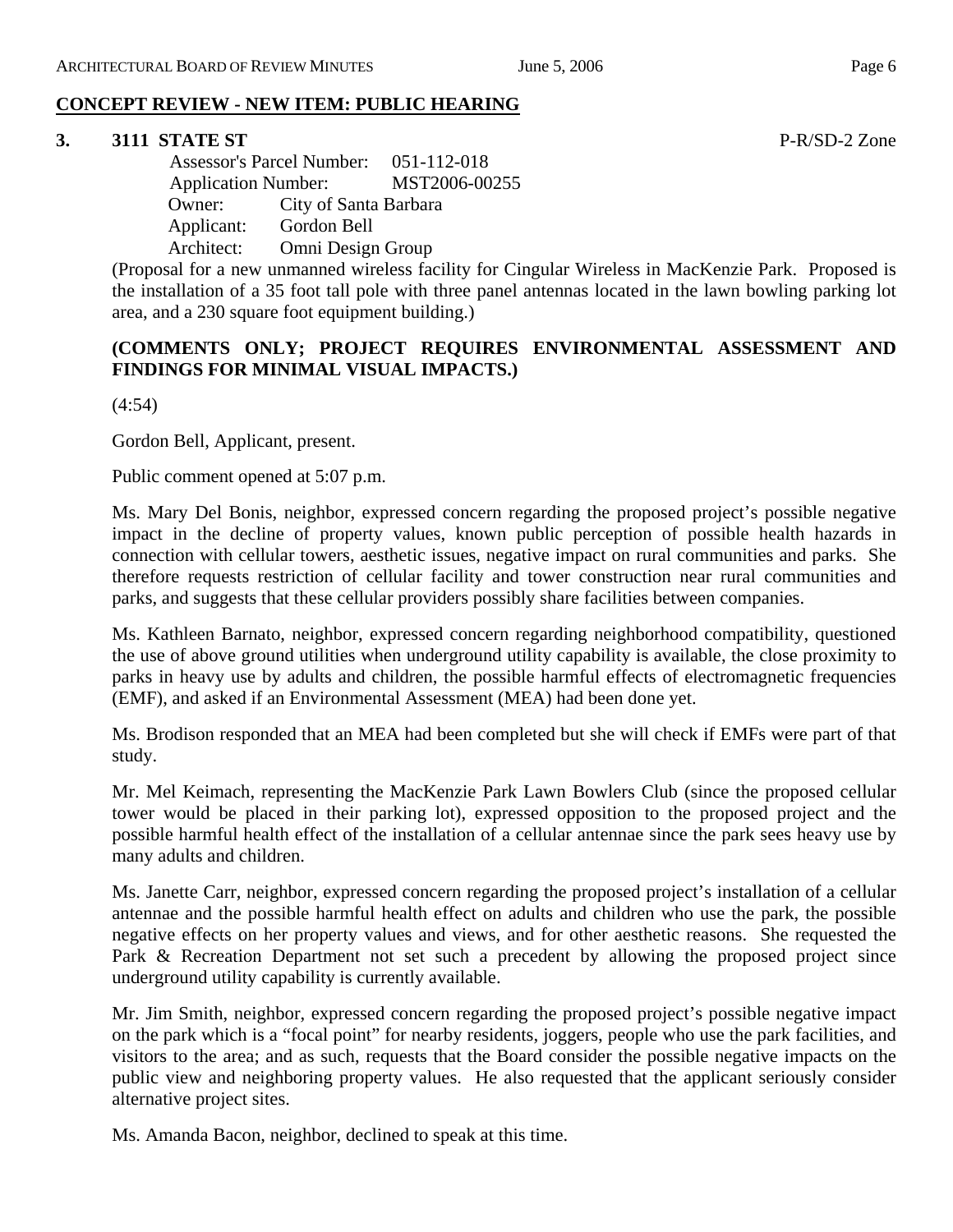## CONCEPT REVIEW - NEW ITEM: PUBLIC HEARING

**3. 3111 STATE ST** P-R/SD-2 Zone

Assessor's Parcel Number: 051-112-018
Application Number: MST2006-00255
Owner: City of Santa Barbara
Applicant: Gordon Bell
Architect: Omni Design Group

(Proposal for a new unmanned wireless facility for Cingular Wireless in MacKenzie Park. Proposed is the installation of a 35 foot tall pole with three panel antennas located in the lawn bowling parking lot area, and a 230 square foot equipment building.)

**(COMMENTS ONLY; PROJECT REQUIRES ENVIRONMENTAL ASSESSMENT AND FINDINGS FOR MINIMAL VISUAL IMPACTS.)**

(4:54)

Gordon Bell, Applicant, present.

Public comment opened at 5:07 p.m.

Ms. Mary Del Bonis, neighbor, expressed concern regarding the proposed project's possible negative impact in the decline of property values, known public perception of possible health hazards in connection with cellular towers, aesthetic issues, negative impact on rural communities and parks. She therefore requests restriction of cellular facility and tower construction near rural communities and parks, and suggests that these cellular providers possibly share facilities between companies.

Ms. Kathleen Barnato, neighbor, expressed concern regarding neighborhood compatibility, questioned the use of above ground utilities when underground utility capability is available, the close proximity to parks in heavy use by adults and children, the possible harmful effects of electromagnetic frequencies (EMF), and asked if an Environmental Assessment (MEA) had been done yet.

Ms. Brodison responded that an MEA had been completed but she will check if EMFs were part of that study.

Mr. Mel Keimach, representing the MacKenzie Park Lawn Bowlers Club (since the proposed cellular tower would be placed in their parking lot), expressed opposition to the proposed project and the possible harmful health effect of the installation of a cellular antennae since the park sees heavy use by many adults and children.

Ms. Janette Carr, neighbor, expressed concern regarding the proposed project's installation of a cellular antennae and the possible harmful health effect on adults and children who use the park, the possible negative effects on her property values and views, and for other aesthetic reasons. She requested the Park & Recreation Department not set such a precedent by allowing the proposed project since underground utility capability is currently available.

Mr. Jim Smith, neighbor, expressed concern regarding the proposed project's possible negative impact on the park which is a "focal point" for nearby residents, joggers, people who use the park facilities, and visitors to the area; and as such, requests that the Board consider the possible negative impacts on the public view and neighboring property values. He also requested that the applicant seriously consider alternative project sites.

Ms. Amanda Bacon, neighbor, declined to speak at this time.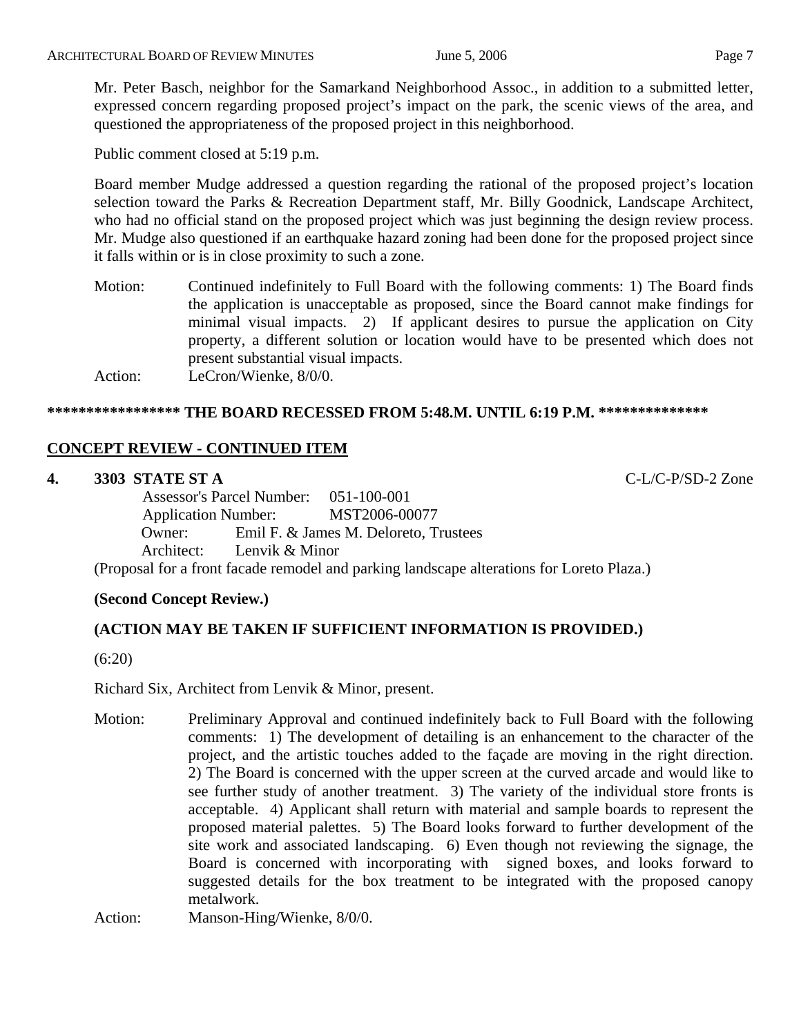Mr. Peter Basch, neighbor for the Samarkand Neighborhood Assoc., in addition to a submitted letter, expressed concern regarding proposed project's impact on the park, the scenic views of the area, and questioned the appropriateness of the proposed project in this neighborhood.

Public comment closed at 5:19 p.m.

Board member Mudge addressed a question regarding the rational of the proposed project's location selection toward the Parks & Recreation Department staff, Mr. Billy Goodnick, Landscape Architect, who had no official stand on the proposed project which was just beginning the design review process. Mr. Mudge also questioned if an earthquake hazard zoning had been done for the proposed project since it falls within or is in close proximity to such a zone.

Motion: Continued indefinitely to Full Board with the following comments: 1) The Board finds the application is unacceptable as proposed, since the Board cannot make findings for minimal visual impacts. 2) If applicant desires to pursue the application on City property, a different solution or location would have to be presented which does not present substantial visual impacts.

Action: LeCron/Wienke, 8/0/0.

**\*\*\*\*\*\*\*\*\*\*\*\*\*\*\*\*\* THE BOARD RECESSED FROM 5:48.M. UNTIL 6:19 P.M. \*\*\*\*\*\*\*\*\*\*\*\*\*\***

## CONCEPT REVIEW - CONTINUED ITEM

**4. 3303 STATE ST A** C-L/C-P/SD-2 Zone

Assessor's Parcel Number: 051-100-001
Application Number: MST2006-00077
Owner: Emil F. & James M. Deloreto, Trustees
Architect: Lenvik & Minor

(Proposal for a front facade remodel and parking landscape alterations for Loreto Plaza.)

**(Second Concept Review.)**

**(ACTION MAY BE TAKEN IF SUFFICIENT INFORMATION IS PROVIDED.)**

(6:20)

Richard Six, Architect from Lenvik & Minor, present.

Motion: Preliminary Approval and continued indefinitely back to Full Board with the following comments: 1) The development of detailing is an enhancement to the character of the project, and the artistic touches added to the façade are moving in the right direction. 2) The Board is concerned with the upper screen at the curved arcade and would like to see further study of another treatment. 3) The variety of the individual store fronts is acceptable. 4) Applicant shall return with material and sample boards to represent the proposed material palettes. 5) The Board looks forward to further development of the site work and associated landscaping. 6) Even though not reviewing the signage, the Board is concerned with incorporating with signed boxes, and looks forward to suggested details for the box treatment to be integrated with the proposed canopy metalwork.

Action: Manson-Hing/Wienke, 8/0/0.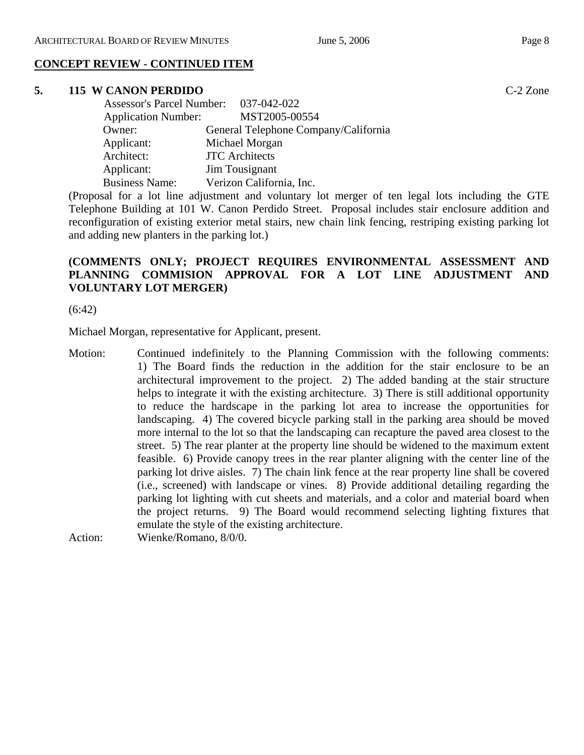## CONCEPT REVIEW - CONTINUED ITEM

### 5. 115 W CANON PERDIDO

C-2 Zone

Assessor's Parcel Number: 037-042-022
Application Number: MST2005-00554
Owner: General Telephone Company/California
Applicant: Michael Morgan
Architect: JTC Architects
Applicant: Jim Tousignant
Business Name: Verizon California, Inc.

(Proposal for a lot line adjustment and voluntary lot merger of ten legal lots including the GTE Telephone Building at 101 W. Canon Perdido Street. Proposal includes stair enclosure addition and reconfiguration of existing exterior metal stairs, new chain link fencing, restriping existing parking lot and adding new planters in the parking lot.)

**(COMMENTS ONLY; PROJECT REQUIRES ENVIRONMENTAL ASSESSMENT AND PLANNING COMMISION APPROVAL FOR A LOT LINE ADJUSTMENT AND VOLUNTARY LOT MERGER)**

(6:42)

Michael Morgan, representative for Applicant, present.

Motion: Continued indefinitely to the Planning Commission with the following comments: 1) The Board finds the reduction in the addition for the stair enclosure to be an architectural improvement to the project. 2) The added banding at the stair structure helps to integrate it with the existing architecture. 3) There is still additional opportunity to reduce the hardscape in the parking lot area to increase the opportunities for landscaping. 4) The covered bicycle parking stall in the parking area should be moved more internal to the lot so that the landscaping can recapture the paved area closest to the street. 5) The rear planter at the property line should be widened to the maximum extent feasible. 6) Provide canopy trees in the rear planter aligning with the center line of the parking lot drive aisles. 7) The chain link fence at the rear property line shall be covered (i.e., screened) with landscape or vines. 8) Provide additional detailing regarding the parking lot lighting with cut sheets and materials, and a color and material board when the project returns. 9) The Board would recommend selecting lighting fixtures that emulate the style of the existing architecture.

Action: Wienke/Romano, 8/0/0.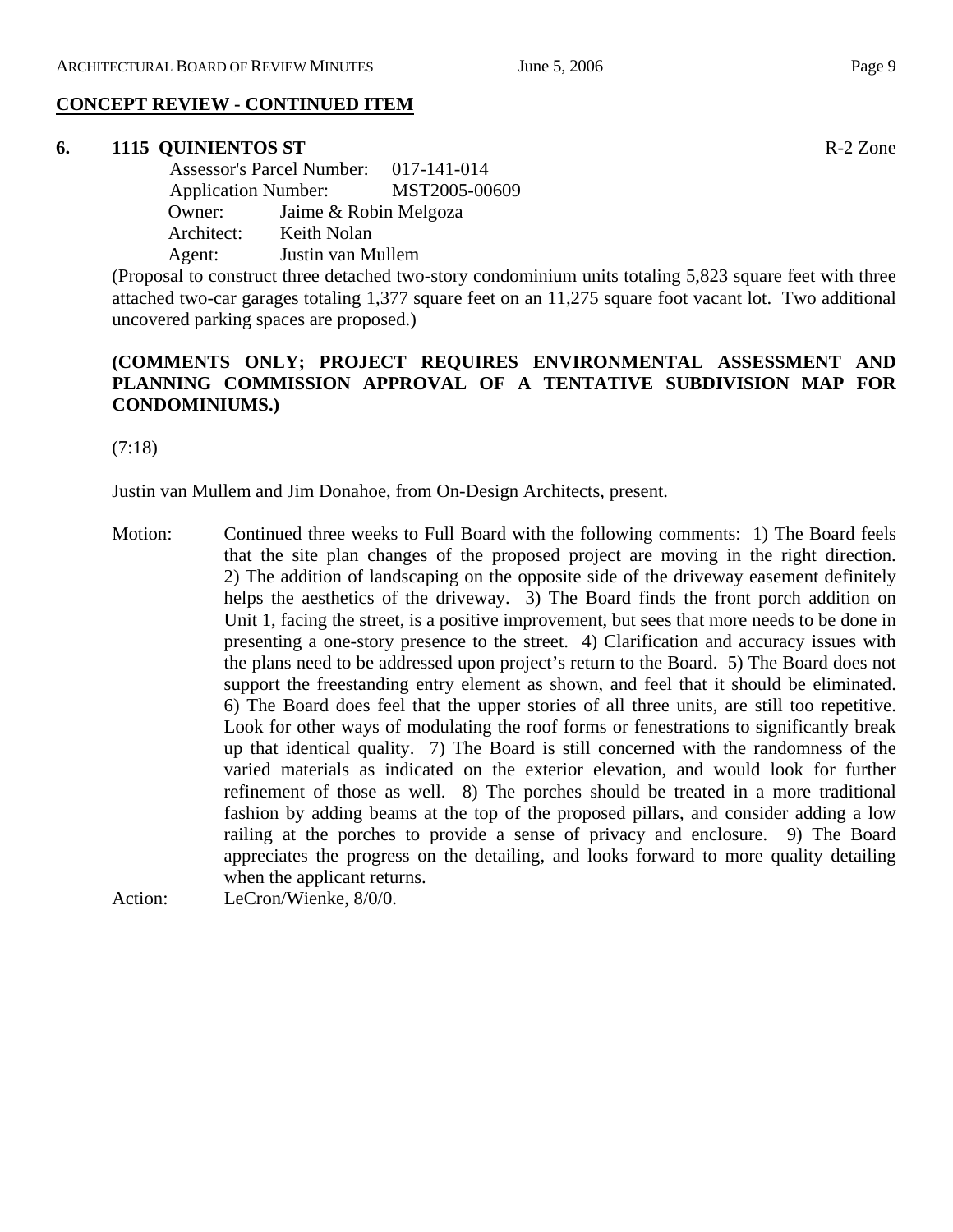## CONCEPT REVIEW - CONTINUED ITEM

**6. 1115 QUINIENTOS ST** R-2 Zone

Assessor's Parcel Number: 017-141-014
Application Number: MST2005-00609
Owner: Jaime & Robin Melgoza
Architect: Keith Nolan
Agent: Justin van Mullem

(Proposal to construct three detached two-story condominium units totaling 5,823 square feet with three attached two-car garages totaling 1,377 square feet on an 11,275 square foot vacant lot. Two additional uncovered parking spaces are proposed.)

**(COMMENTS ONLY; PROJECT REQUIRES ENVIRONMENTAL ASSESSMENT AND PLANNING COMMISSION APPROVAL OF A TENTATIVE SUBDIVISION MAP FOR CONDOMINIUMS.)**

(7:18)

Justin van Mullem and Jim Donahoe, from On-Design Architects, present.

Motion: Continued three weeks to Full Board with the following comments: 1) The Board feels that the site plan changes of the proposed project are moving in the right direction. 2) The addition of landscaping on the opposite side of the driveway easement definitely helps the aesthetics of the driveway. 3) The Board finds the front porch addition on Unit 1, facing the street, is a positive improvement, but sees that more needs to be done in presenting a one-story presence to the street. 4) Clarification and accuracy issues with the plans need to be addressed upon project's return to the Board. 5) The Board does not support the freestanding entry element as shown, and feel that it should be eliminated. 6) The Board does feel that the upper stories of all three units, are still too repetitive. Look for other ways of modulating the roof forms or fenestrations to significantly break up that identical quality. 7) The Board is still concerned with the randomness of the varied materials as indicated on the exterior elevation, and would look for further refinement of those as well. 8) The porches should be treated in a more traditional fashion by adding beams at the top of the proposed pillars, and consider adding a low railing at the porches to provide a sense of privacy and enclosure. 9) The Board appreciates the progress on the detailing, and looks forward to more quality detailing when the applicant returns.

Action: LeCron/Wienke, 8/0/0.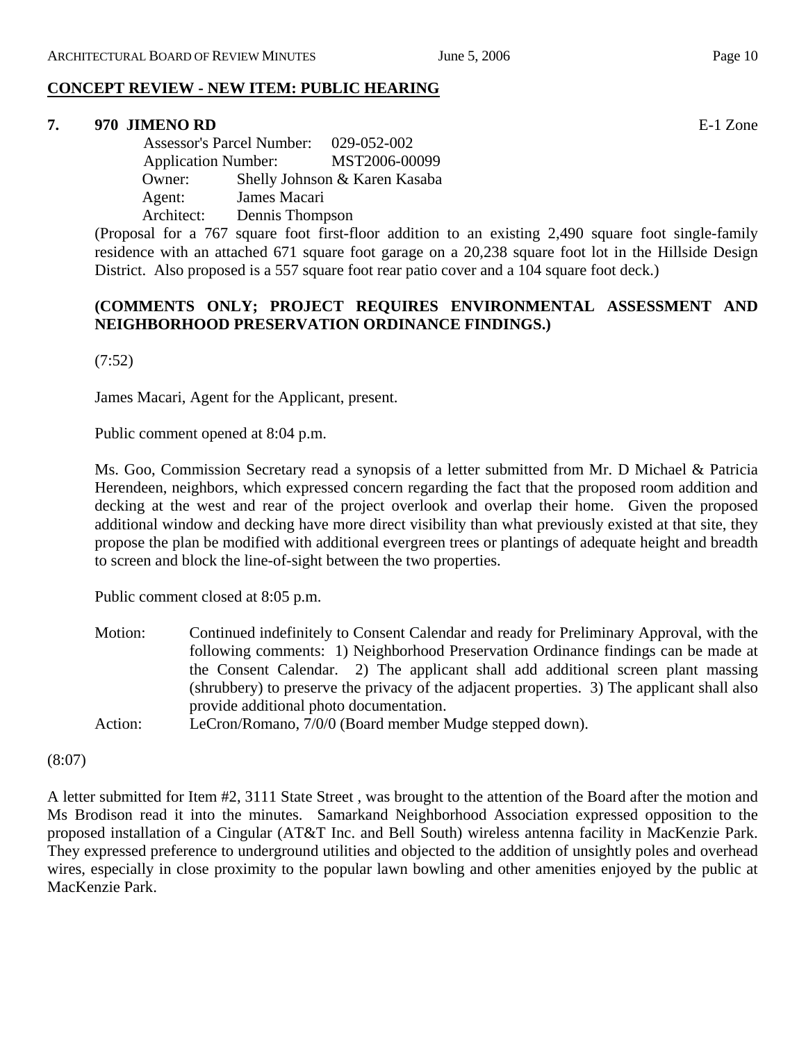## CONCEPT REVIEW - NEW ITEM: PUBLIC HEARING

### 7. 970 JIMENO RD

E-1 Zone

Assessor's Parcel Number: 029-052-002
Application Number: MST2006-00099
Owner: Shelly Johnson & Karen Kasaba
Agent: James Macari
Architect: Dennis Thompson

(Proposal for a 767 square foot first-floor addition to an existing 2,490 square foot single-family residence with an attached 671 square foot garage on a 20,238 square foot lot in the Hillside Design District. Also proposed is a 557 square foot rear patio cover and a 104 square foot deck.)

**(COMMENTS ONLY; PROJECT REQUIRES ENVIRONMENTAL ASSESSMENT AND NEIGHBORHOOD PRESERVATION ORDINANCE FINDINGS.)**

(7:52)

James Macari, Agent for the Applicant, present.

Public comment opened at 8:04 p.m.

Ms. Goo, Commission Secretary read a synopsis of a letter submitted from Mr. D Michael & Patricia Herendeen, neighbors, which expressed concern regarding the fact that the proposed room addition and decking at the west and rear of the project overlook and overlap their home. Given the proposed additional window and decking have more direct visibility than what previously existed at that site, they propose the plan be modified with additional evergreen trees or plantings of adequate height and breadth to screen and block the line-of-sight between the two properties.

Public comment closed at 8:05 p.m.

Motion: Continued indefinitely to Consent Calendar and ready for Preliminary Approval, with the following comments: 1) Neighborhood Preservation Ordinance findings can be made at the Consent Calendar. 2) The applicant shall add additional screen plant massing (shrubbery) to preserve the privacy of the adjacent properties. 3) The applicant shall also provide additional photo documentation.

Action: LeCron/Romano, 7/0/0 (Board member Mudge stepped down).

(8:07)

A letter submitted for Item #2, 3111 State Street , was brought to the attention of the Board after the motion and Ms Brodison read it into the minutes. Samarkand Neighborhood Association expressed opposition to the proposed installation of a Cingular (AT&T Inc. and Bell South) wireless antenna facility in MacKenzie Park. They expressed preference to underground utilities and objected to the addition of unsightly poles and overhead wires, especially in close proximity to the popular lawn bowling and other amenities enjoyed by the public at MacKenzie Park.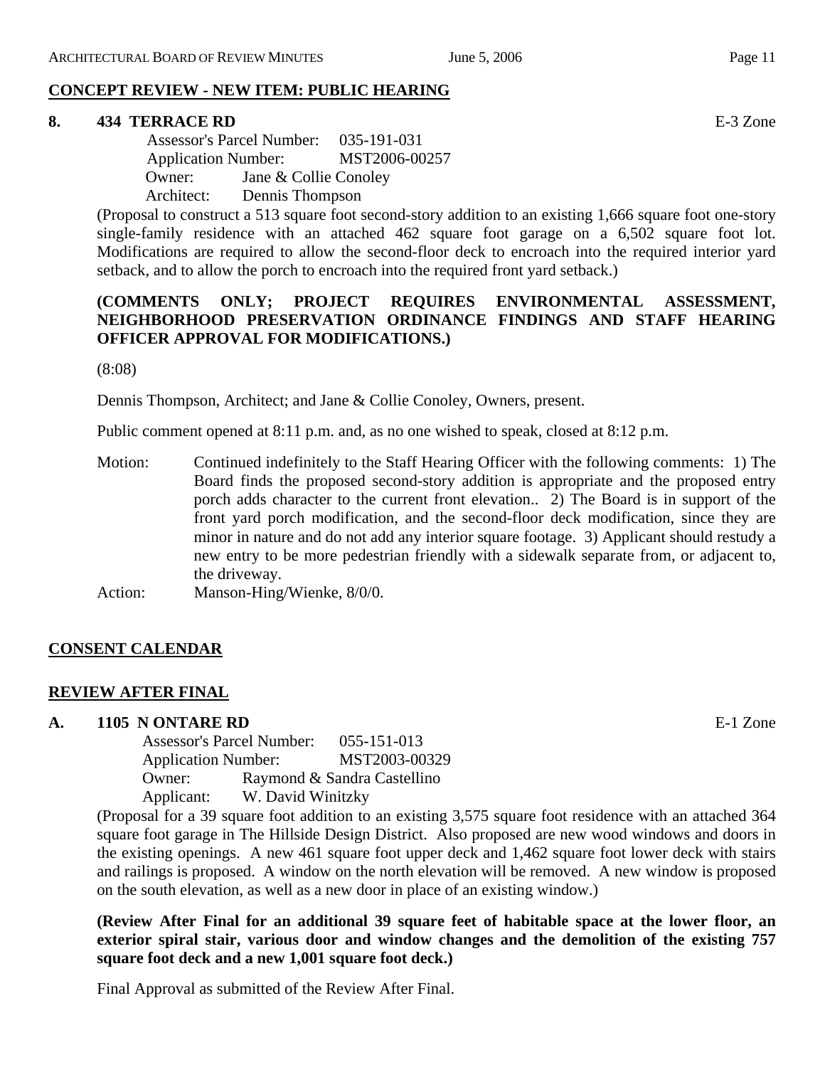## CONCEPT REVIEW - NEW ITEM: PUBLIC HEARING

### 8. 434 TERRACE RD — E-3 Zone

Assessor's Parcel Number: 035-191-031
Application Number: MST2006-00257
Owner: Jane & Collie Conoley
Architect: Dennis Thompson

(Proposal to construct a 513 square foot second-story addition to an existing 1,666 square foot one-story single-family residence with an attached 462 square foot garage on a 6,502 square foot lot. Modifications are required to allow the second-floor deck to encroach into the required interior yard setback, and to allow the porch to encroach into the required front yard setback.)

**(COMMENTS ONLY; PROJECT REQUIRES ENVIRONMENTAL ASSESSMENT, NEIGHBORHOOD PRESERVATION ORDINANCE FINDINGS AND STAFF HEARING OFFICER APPROVAL FOR MODIFICATIONS.)**

(8:08)

Dennis Thompson, Architect; and Jane & Collie Conoley, Owners, present.

Public comment opened at 8:11 p.m. and, as no one wished to speak, closed at 8:12 p.m.

Motion: Continued indefinitely to the Staff Hearing Officer with the following comments: 1) The Board finds the proposed second-story addition is appropriate and the proposed entry porch adds character to the current front elevation.. 2) The Board is in support of the front yard porch modification, and the second-floor deck modification, since they are minor in nature and do not add any interior square footage. 3) Applicant should restudy a new entry to be more pedestrian friendly with a sidewalk separate from, or adjacent to, the driveway.

Action: Manson-Hing/Wienke, 8/0/0.

## CONSENT CALENDAR

## REVIEW AFTER FINAL

### A. 1105 N ONTARE RD — E-1 Zone

Assessor's Parcel Number: 055-151-013
Application Number: MST2003-00329
Owner: Raymond & Sandra Castellino
Applicant: W. David Winitzky

(Proposal for a 39 square foot addition to an existing 3,575 square foot residence with an attached 364 square foot garage in The Hillside Design District. Also proposed are new wood windows and doors in the existing openings. A new 461 square foot upper deck and 1,462 square foot lower deck with stairs and railings is proposed. A window on the north elevation will be removed. A new window is proposed on the south elevation, as well as a new door in place of an existing window.)

**(Review After Final for an additional 39 square feet of habitable space at the lower floor, an exterior spiral stair, various door and window changes and the demolition of the existing 757 square foot deck and a new 1,001 square foot deck.)**

Final Approval as submitted of the Review After Final.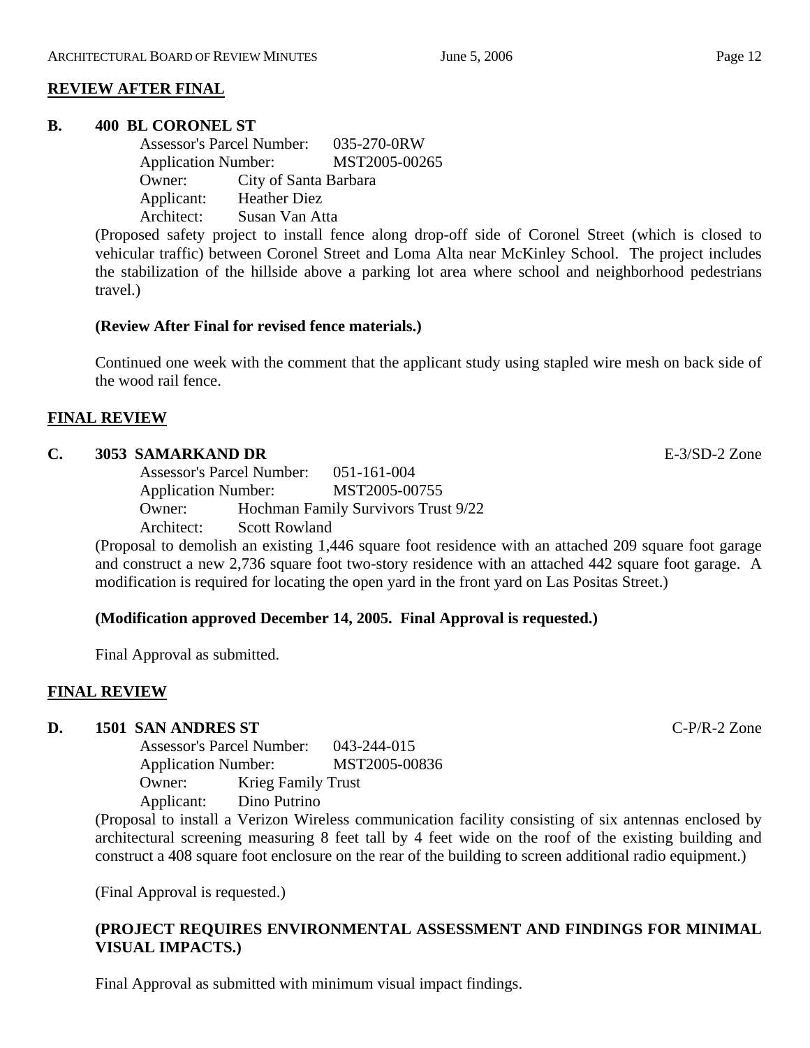## REVIEW AFTER FINAL

**B. 400 BL CORONEL ST**

Assessor's Parcel Number: 035-270-0RW
Application Number: MST2005-00265
Owner: City of Santa Barbara
Applicant: Heather Diez
Architect: Susan Van Atta

(Proposed safety project to install fence along drop-off side of Coronel Street (which is closed to vehicular traffic) between Coronel Street and Loma Alta near McKinley School. The project includes the stabilization of the hillside above a parking lot area where school and neighborhood pedestrians travel.)

**(Review After Final for revised fence materials.)**

Continued one week with the comment that the applicant study using stapled wire mesh on back side of the wood rail fence.

## FINAL REVIEW

**C. 3053 SAMARKAND DR** E-3/SD-2 Zone

Assessor's Parcel Number: 051-161-004
Application Number: MST2005-00755
Owner: Hochman Family Survivors Trust 9/22
Architect: Scott Rowland

(Proposal to demolish an existing 1,446 square foot residence with an attached 209 square foot garage and construct a new 2,736 square foot two-story residence with an attached 442 square foot garage. A modification is required for locating the open yard in the front yard on Las Positas Street.)

**(Modification approved December 14, 2005. Final Approval is requested.)**

Final Approval as submitted.

## FINAL REVIEW

**D. 1501 SAN ANDRES ST** C-P/R-2 Zone

Assessor's Parcel Number: 043-244-015
Application Number: MST2005-00836
Owner: Krieg Family Trust
Applicant: Dino Putrino

(Proposal to install a Verizon Wireless communication facility consisting of six antennas enclosed by architectural screening measuring 8 feet tall by 4 feet wide on the roof of the existing building and construct a 408 square foot enclosure on the rear of the building to screen additional radio equipment.)

(Final Approval is requested.)

**(PROJECT REQUIRES ENVIRONMENTAL ASSESSMENT AND FINDINGS FOR MINIMAL VISUAL IMPACTS.)**

Final Approval as submitted with minimum visual impact findings.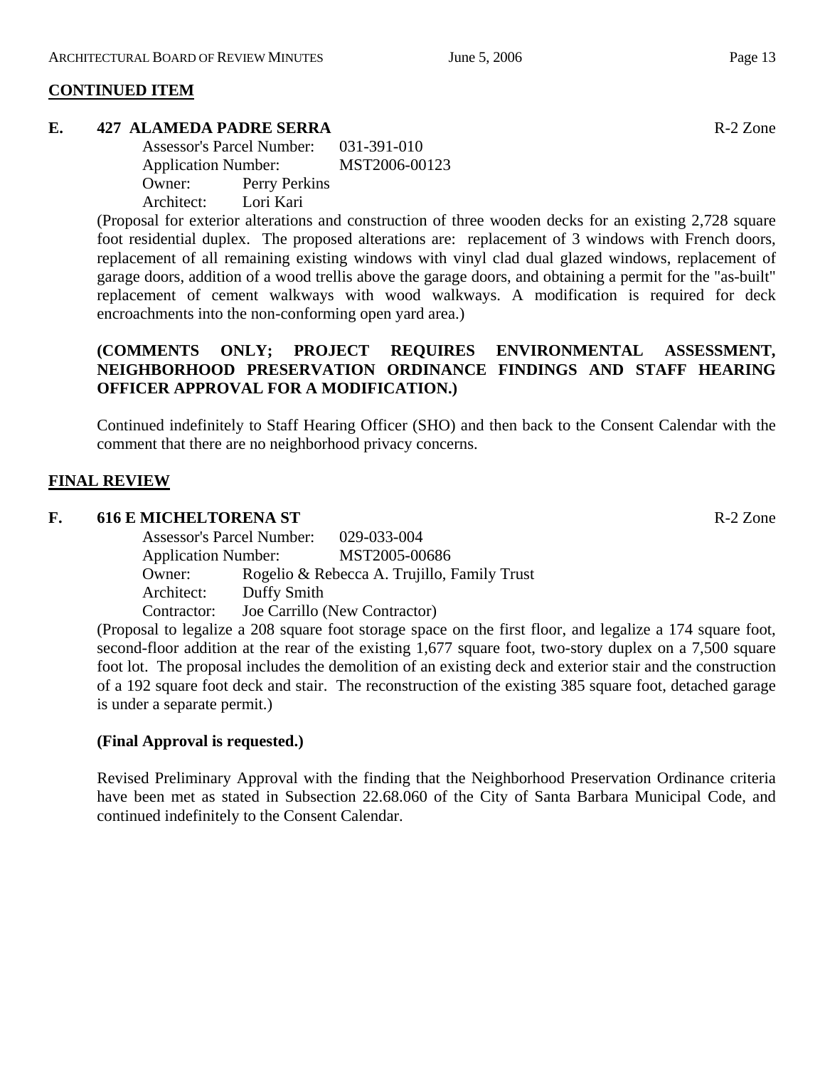## CONTINUED ITEM

### E. 427 ALAMEDA PADRE SERRA — R-2 Zone

Assessor's Parcel Number: 031-391-010
Application Number: MST2006-00123
Owner: Perry Perkins
Architect: Lori Kari

(Proposal for exterior alterations and construction of three wooden decks for an existing 2,728 square foot residential duplex. The proposed alterations are: replacement of 3 windows with French doors, replacement of all remaining existing windows with vinyl clad dual glazed windows, replacement of garage doors, addition of a wood trellis above the garage doors, and obtaining a permit for the "as-built" replacement of cement walkways with wood walkways. A modification is required for deck encroachments into the non-conforming open yard area.)

**(COMMENTS ONLY; PROJECT REQUIRES ENVIRONMENTAL ASSESSMENT, NEIGHBORHOOD PRESERVATION ORDINANCE FINDINGS AND STAFF HEARING OFFICER APPROVAL FOR A MODIFICATION.)**

Continued indefinitely to Staff Hearing Officer (SHO) and then back to the Consent Calendar with the comment that there are no neighborhood privacy concerns.

## FINAL REVIEW

### F. 616 E MICHELTORENA ST — R-2 Zone

Assessor's Parcel Number: 029-033-004
Application Number: MST2005-00686
Owner: Rogelio & Rebecca A. Trujillo, Family Trust
Architect: Duffy Smith
Contractor: Joe Carrillo (New Contractor)

(Proposal to legalize a 208 square foot storage space on the first floor, and legalize a 174 square foot, second-floor addition at the rear of the existing 1,677 square foot, two-story duplex on a 7,500 square foot lot. The proposal includes the demolition of an existing deck and exterior stair and the construction of a 192 square foot deck and stair. The reconstruction of the existing 385 square foot, detached garage is under a separate permit.)

**(Final Approval is requested.)**

Revised Preliminary Approval with the finding that the Neighborhood Preservation Ordinance criteria have been met as stated in Subsection 22.68.060 of the City of Santa Barbara Municipal Code, and continued indefinitely to the Consent Calendar.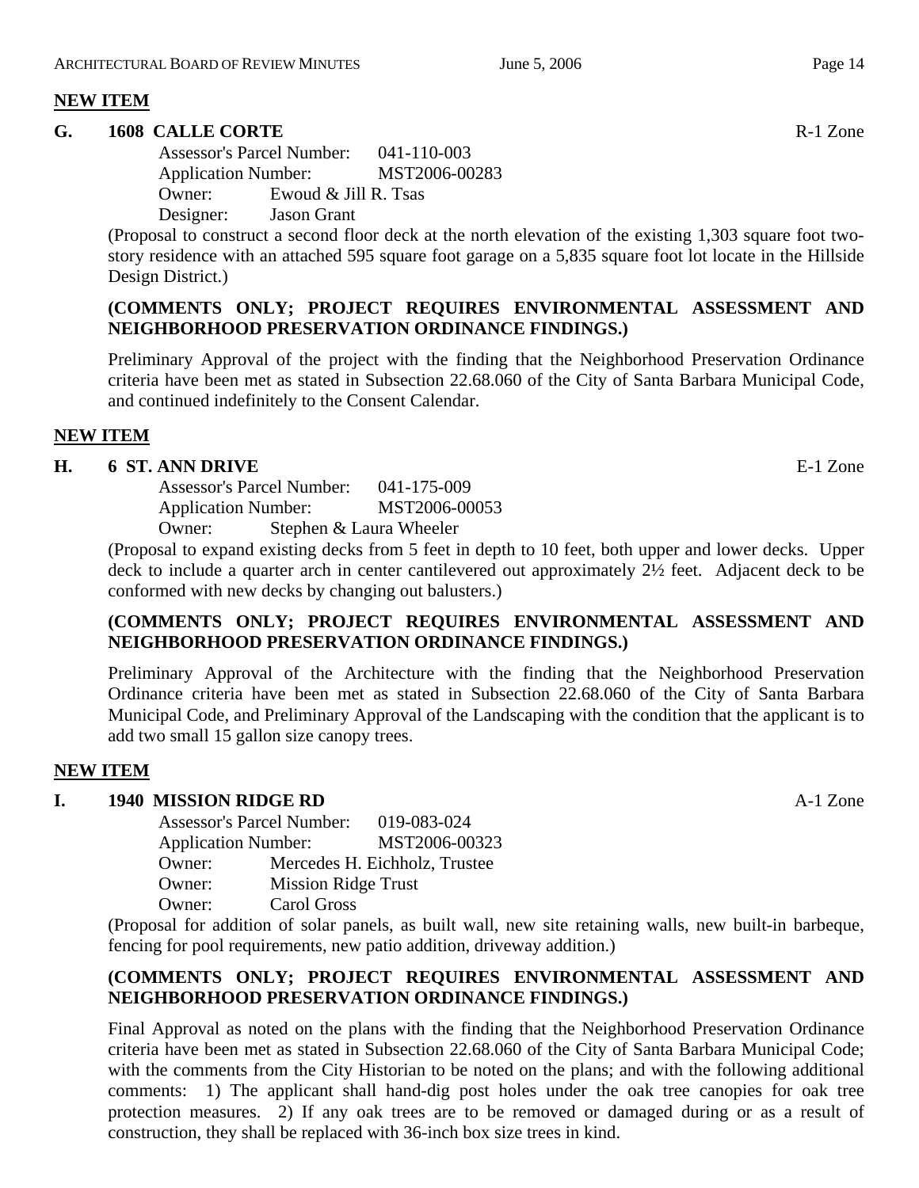**NEW ITEM**

**G. 1608 CALLE CORTE** R-1 Zone

Assessor's Parcel Number: 041-110-003
Application Number: MST2006-00283
Owner: Ewoud & Jill R. Tsas
Designer: Jason Grant

(Proposal to construct a second floor deck at the north elevation of the existing 1,303 square foot two-story residence with an attached 595 square foot garage on a 5,835 square foot lot locate in the Hillside Design District.)

**(COMMENTS ONLY; PROJECT REQUIRES ENVIRONMENTAL ASSESSMENT AND NEIGHBORHOOD PRESERVATION ORDINANCE FINDINGS.)**

Preliminary Approval of the project with the finding that the Neighborhood Preservation Ordinance criteria have been met as stated in Subsection 22.68.060 of the City of Santa Barbara Municipal Code, and continued indefinitely to the Consent Calendar.

**NEW ITEM**

**H. 6 ST. ANN DRIVE** E-1 Zone

Assessor's Parcel Number: 041-175-009
Application Number: MST2006-00053
Owner: Stephen & Laura Wheeler

(Proposal to expand existing decks from 5 feet in depth to 10 feet, both upper and lower decks. Upper deck to include a quarter arch in center cantilevered out approximately 2½ feet. Adjacent deck to be conformed with new decks by changing out balusters.)

**(COMMENTS ONLY; PROJECT REQUIRES ENVIRONMENTAL ASSESSMENT AND NEIGHBORHOOD PRESERVATION ORDINANCE FINDINGS.)**

Preliminary Approval of the Architecture with the finding that the Neighborhood Preservation Ordinance criteria have been met as stated in Subsection 22.68.060 of the City of Santa Barbara Municipal Code, and Preliminary Approval of the Landscaping with the condition that the applicant is to add two small 15 gallon size canopy trees.

**NEW ITEM**

**I. 1940 MISSION RIDGE RD** A-1 Zone

Assessor's Parcel Number: 019-083-024
Application Number: MST2006-00323
Owner: Mercedes H. Eichholz, Trustee
Owner: Mission Ridge Trust
Owner: Carol Gross

(Proposal for addition of solar panels, as built wall, new site retaining walls, new built-in barbeque, fencing for pool requirements, new patio addition, driveway addition.)

**(COMMENTS ONLY; PROJECT REQUIRES ENVIRONMENTAL ASSESSMENT AND NEIGHBORHOOD PRESERVATION ORDINANCE FINDINGS.)**

Final Approval as noted on the plans with the finding that the Neighborhood Preservation Ordinance criteria have been met as stated in Subsection 22.68.060 of the City of Santa Barbara Municipal Code; with the comments from the City Historian to be noted on the plans; and with the following additional comments: 1) The applicant shall hand-dig post holes under the oak tree canopies for oak tree protection measures. 2) If any oak trees are to be removed or damaged during or as a result of construction, they shall be replaced with 36-inch box size trees in kind.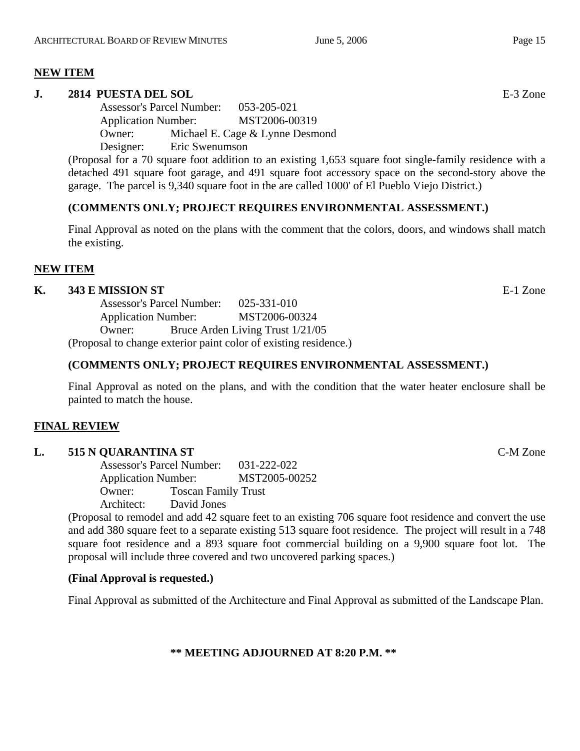**NEW ITEM**

**J. 2814 PUESTA DEL SOL** E-3 Zone

Assessor's Parcel Number: 053-205-021
Application Number: MST2006-00319
Owner: Michael E. Cage & Lynne Desmond
Designer: Eric Swenumson

(Proposal for a 70 square foot addition to an existing 1,653 square foot single-family residence with a detached 491 square foot garage, and 491 square foot accessory space on the second-story above the garage. The parcel is 9,340 square foot in the are called 1000' of El Pueblo Viejo District.)

**(COMMENTS ONLY; PROJECT REQUIRES ENVIRONMENTAL ASSESSMENT.)**

Final Approval as noted on the plans with the comment that the colors, doors, and windows shall match the existing.

**NEW ITEM**

**K. 343 E MISSION ST** E-1 Zone

Assessor's Parcel Number: 025-331-010
Application Number: MST2006-00324
Owner: Bruce Arden Living Trust 1/21/05

(Proposal to change exterior paint color of existing residence.)

**(COMMENTS ONLY; PROJECT REQUIRES ENVIRONMENTAL ASSESSMENT.)**

Final Approval as noted on the plans, and with the condition that the water heater enclosure shall be painted to match the house.

**FINAL REVIEW**

**L. 515 N QUARANTINA ST** C-M Zone

Assessor's Parcel Number: 031-222-022
Application Number: MST2005-00252
Owner: Toscan Family Trust
Architect: David Jones

(Proposal to remodel and add 42 square feet to an existing 706 square foot residence and convert the use and add 380 square feet to a separate existing 513 square foot residence. The project will result in a 748 square foot residence and a 893 square foot commercial building on a 9,900 square foot lot. The proposal will include three covered and two uncovered parking spaces.)

**(Final Approval is requested.)**

Final Approval as submitted of the Architecture and Final Approval as submitted of the Landscape Plan.

**\*\* MEETING ADJOURNED AT 8:20 P.M. \*\***